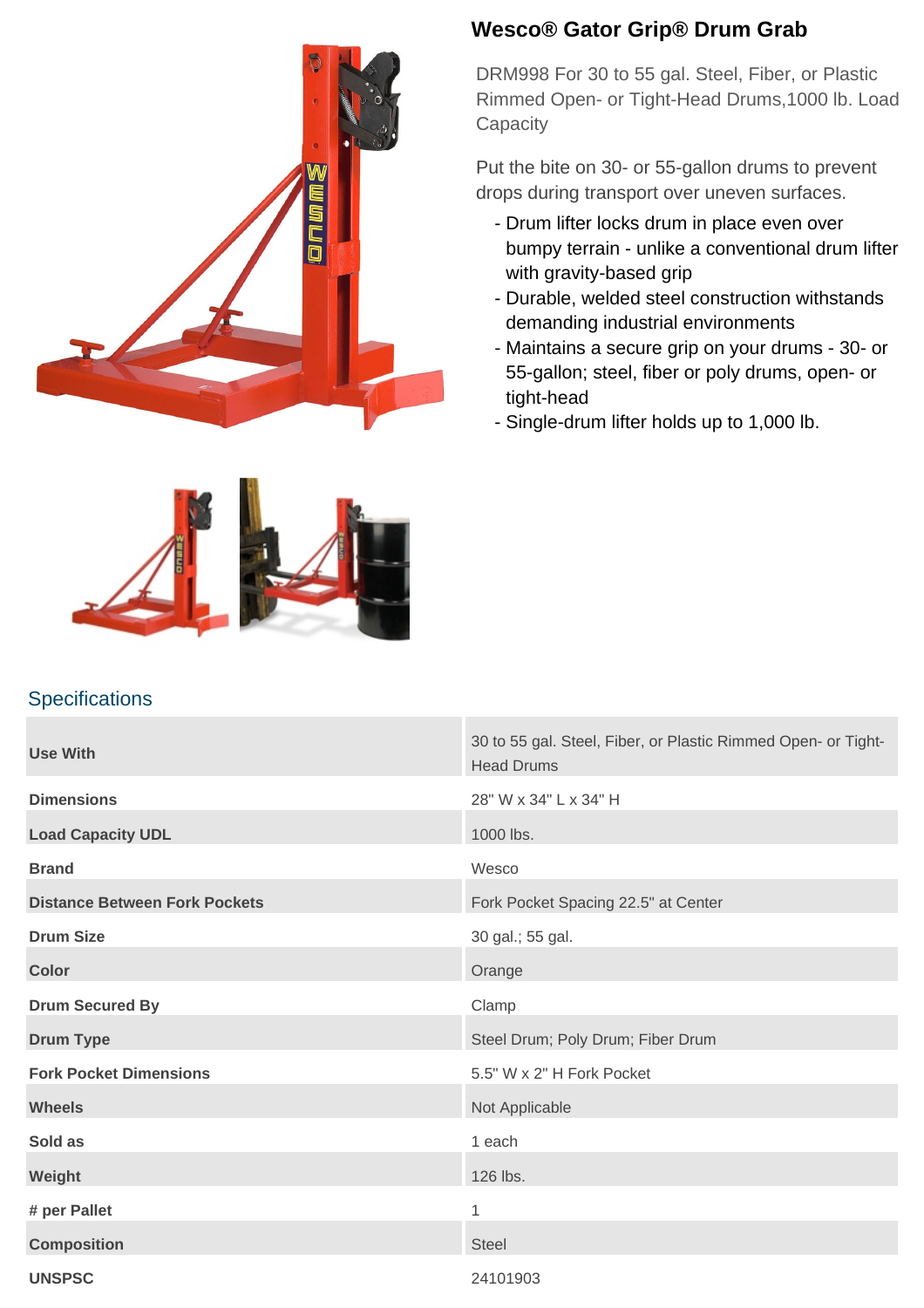# Wesco® Gator Grip® Drum Grab

DRM998 For 30 to 55 gal. Steel, Fiber, or Plastic Rimmed Open- or Tight-Head Drums,1000 lb. Load Capacity

Put the bite on 30- or 55-gallon drums to prevent drops during transport over uneven surfaces.

- Drum lifter locks drum in place even over bumpy terrain - unlike a conventional drum lifter with gravity-based grip
- Durable, welded steel construction withstands demanding industrial environments
- Maintains a secure grip on your drums - 30- or 55-gallon; steel, fiber or poly drums, open- or tight-head
- Single-drum lifter holds up to 1,000 lb.

## Specifications

| | |
|---|---|
| **Use With** | 30 to 55 gal. Steel, Fiber, or Plastic Rimmed Open- or Tight-Head Drums |
| **Dimensions** | 28" W x 34" L x 34" H |
| **Load Capacity UDL** | 1000 lbs. |
| **Brand** | Wesco |
| **Distance Between Fork Pockets** | Fork Pocket Spacing 22.5" at Center |
| **Drum Size** | 30 gal.; 55 gal. |
| **Color** | Orange |
| **Drum Secured By** | Clamp |
| **Drum Type** | Steel Drum; Poly Drum; Fiber Drum |
| **Fork Pocket Dimensions** | 5.5" W x 2" H Fork Pocket |
| **Wheels** | Not Applicable |
| **Sold as** | 1 each |
| **Weight** | 126 lbs. |
| **# per Pallet** | 1 |
| **Composition** | Steel |
| **UNSPSC** | 24101903 |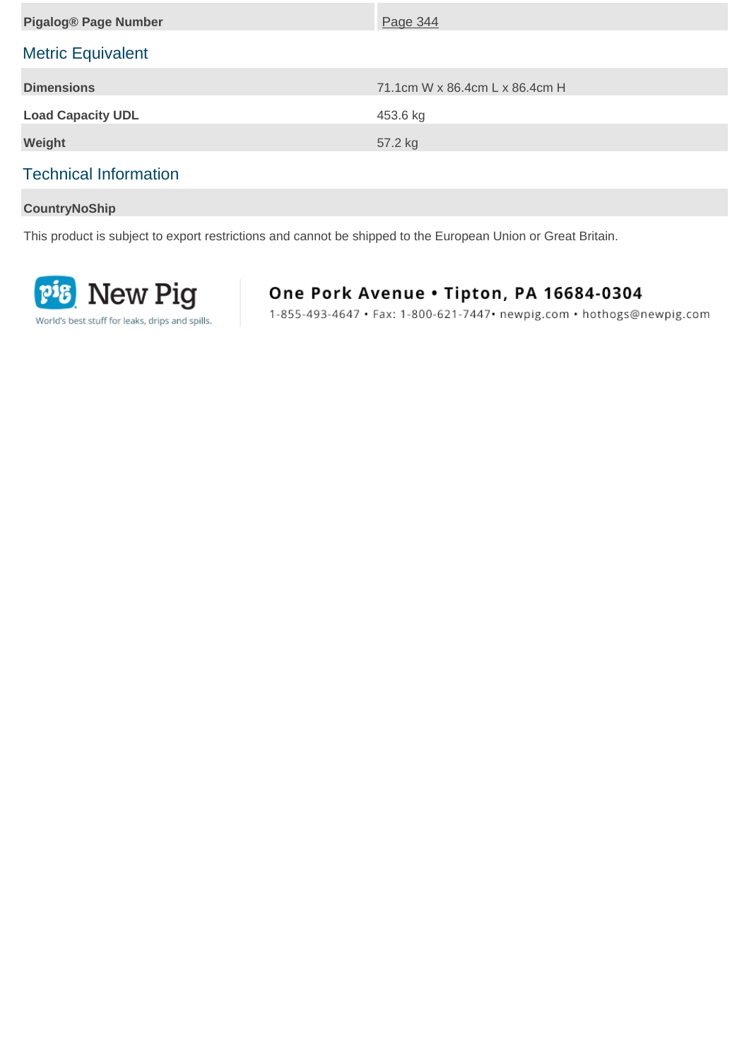| | |
|---|---|
| **Pigalog® Page Number** | Page 344 |

## Metric Equivalent

| | |
|---|---|
| **Dimensions** | 71.1cm W x 86.4cm L x 86.4cm H |
| **Load Capacity UDL** | 453.6 kg |
| **Weight** | 57.2 kg |

## Technical Information

| |
|---|
| **CountryNoShip** |

This product is subject to export restrictions and cannot be shipped to the European Union or Great Britain.

New Pig
World's best stuff for leaks, drips and spills.

**One Pork Avenue • Tipton, PA 16684-0304**
1-855-493-4647 • Fax: 1-800-621-7447• newpig.com • hothogs@newpig.com